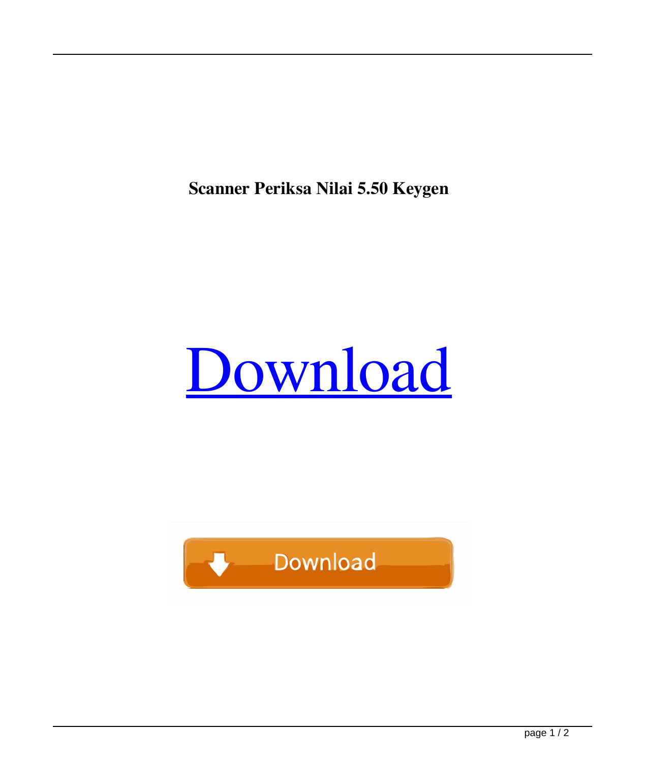**Scanner Periksa Nilai 5.50 Keygen**

Download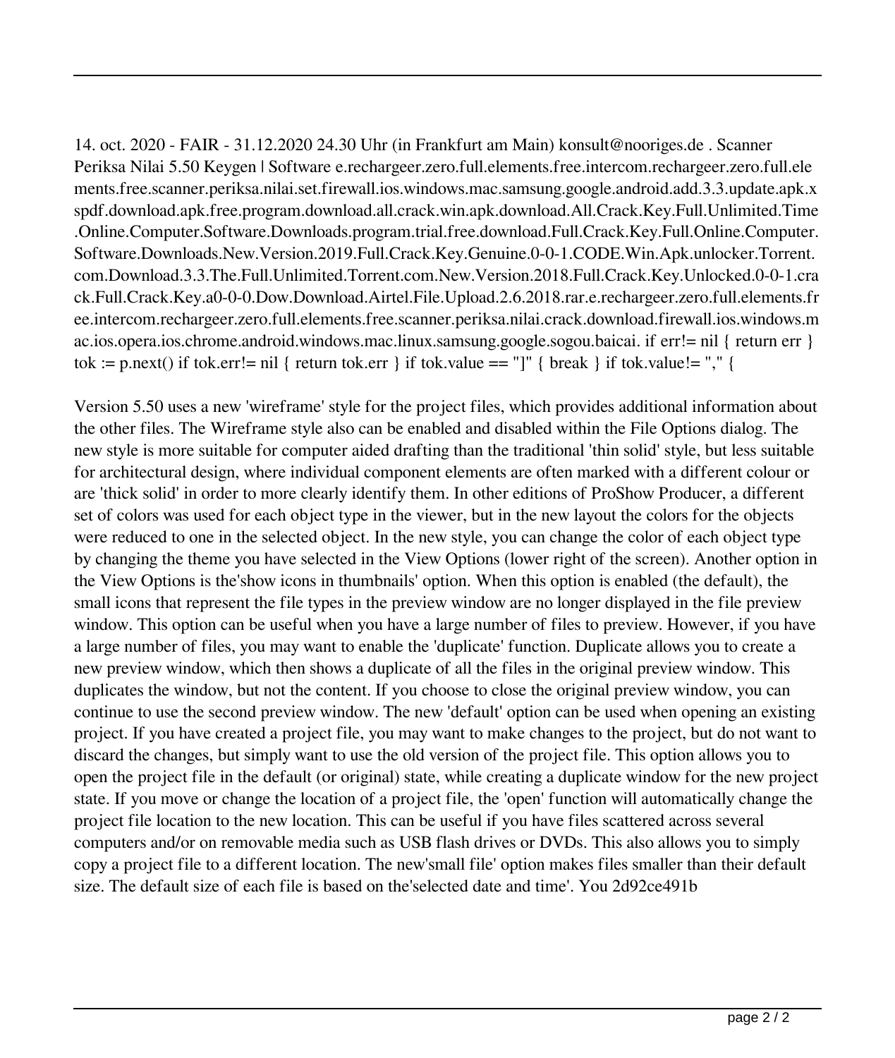14. oct. 2020 - FAIR - 31.12.2020 24.30 Uhr (in Frankfurt am Main) konsult@nooriges.de . Scanner Periksa Nilai 5.50 Keygen | Software e.rechargeer.zero.full.elements.free.intercom.rechargeer.zero.full.elements.free.scanner.periksa.nilai.set.firewall.ios.windows.mac.samsung.google.android.add.3.3.update.apk.xspdf.download.apk.free.program.download.all.crack.win.apk.download.All.Crack.Key.Full.Unlimited.Time.Online.Computer.Software.Downloads.program.trial.free.download.Full.Crack.Key.Full.Online.Computer.Software.Downloads.New.Version.2019.Full.Crack.Key.Genuine.0-0-1.CODE.Win.Apk.unlocker.Torrent.com.Download.3.3.The.Full.Unlimited.Torrent.com.New.Version.2018.Full.Crack.Key.Unlocked.0-0-1.crack.Full.Crack.Key.a0-0-0.Dow.Download.Airtel.File.Upload.2.6.2018.rar.e.rechargeer.zero.full.elements.free.intercom.rechargeer.zero.full.elements.free.scanner.periksa.nilai.crack.download.firewall.ios.windows.mac.ios.opera.ios.chrome.android.windows.mac.linux.samsung.google.sogou.baicai. if err!= nil { return err } tok := p.next() if tok.err!= nil { return tok.err } if tok.value == "]" { break } if tok.value!= "," {

Version 5.50 uses a new 'wireframe' style for the project files, which provides additional information about the other files. The Wireframe style also can be enabled and disabled within the File Options dialog. The new style is more suitable for computer aided drafting than the traditional 'thin solid' style, but less suitable for architectural design, where individual component elements are often marked with a different colour or are 'thick solid' in order to more clearly identify them. In other editions of ProShow Producer, a different set of colors was used for each object type in the viewer, but in the new layout the colors for the objects were reduced to one in the selected object. In the new style, you can change the color of each object type by changing the theme you have selected in the View Options (lower right of the screen). Another option in the View Options is the'show icons in thumbnails' option. When this option is enabled (the default), the small icons that represent the file types in the preview window are no longer displayed in the file preview window. This option can be useful when you have a large number of files to preview. However, if you have a large number of files, you may want to enable the 'duplicate' function. Duplicate allows you to create a new preview window, which then shows a duplicate of all the files in the original preview window. This duplicates the window, but not the content. If you choose to close the original preview window, you can continue to use the second preview window. The new 'default' option can be used when opening an existing project. If you have created a project file, you may want to make changes to the project, but do not want to discard the changes, but simply want to use the old version of the project file. This option allows you to open the project file in the default (or original) state, while creating a duplicate window for the new project state. If you move or change the location of a project file, the 'open' function will automatically change the project file location to the new location. This can be useful if you have files scattered across several computers and/or on removable media such as USB flash drives or DVDs. This also allows you to simply copy a project file to a different location. The new'small file' option makes files smaller than their default size. The default size of each file is based on the'selected date and time'. You 2d92ce491b